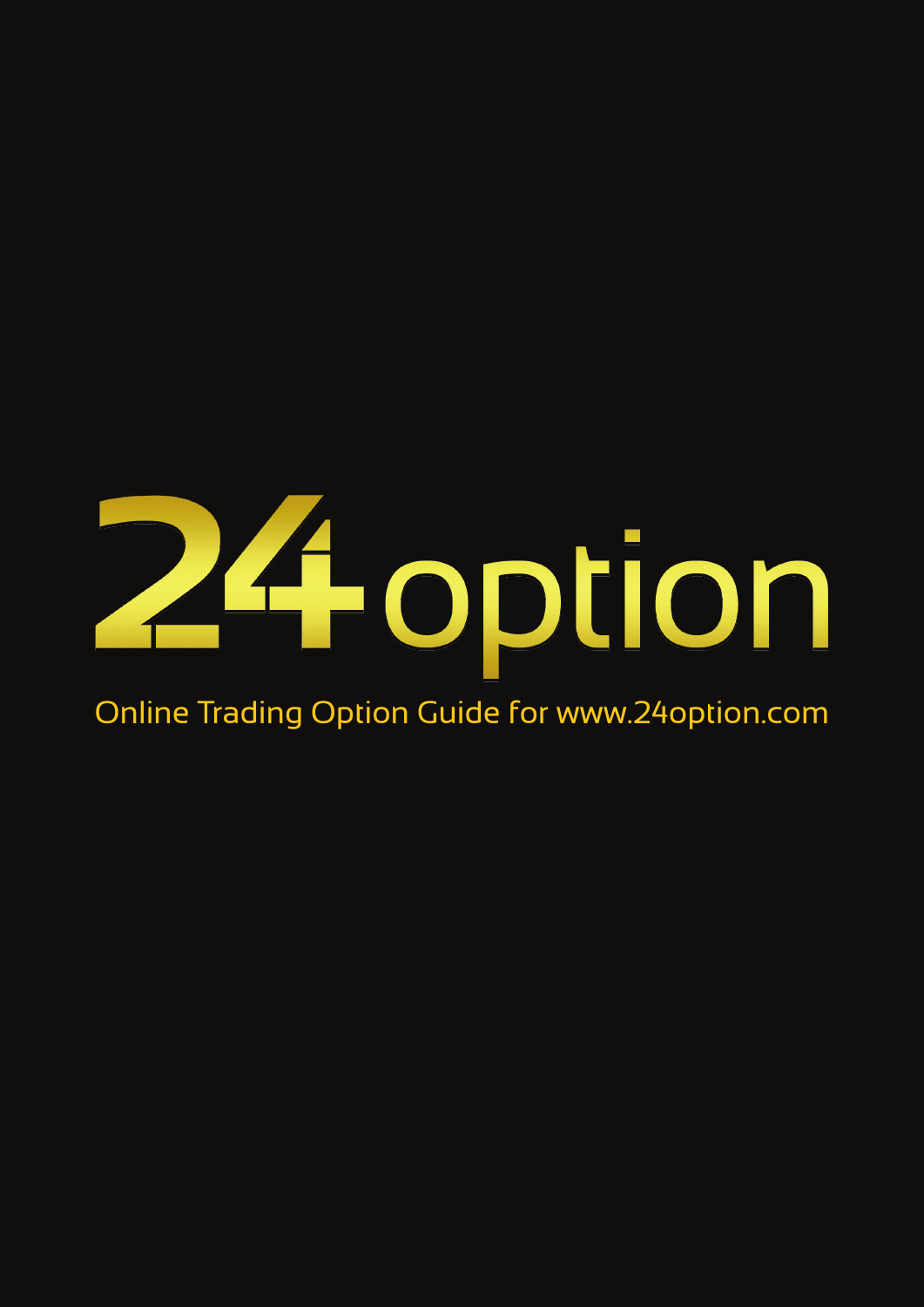# 24option

Online Trading Option Guide for www.24option.com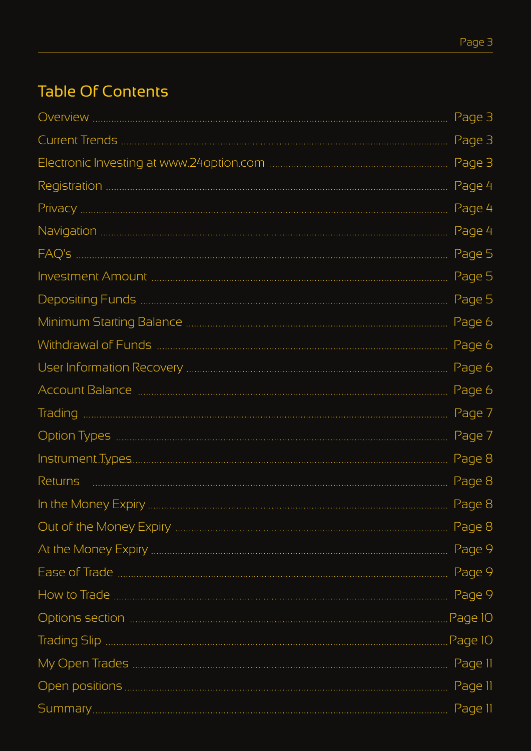## Table Of Contents

| Section | Page |
|---|---|
| Overview | Page 3 |
| Current Trends | Page 3 |
| Electronic Investing at www.24option.com | Page 3 |
| Registration | Page 4 |
| Privacy | Page 4 |
| Navigation | Page 4 |
| FAQ's | Page 5 |
| Investment Amount | Page 5 |
| Depositing Funds | Page 5 |
| Minimum Starting Balance | Page 6 |
| Withdrawal of Funds | Page 6 |
| User Information Recovery | Page 6 |
| Account Balance | Page 6 |
| Trading | Page 7 |
| Option Types | Page 7 |
| Instrument Types | Page 8 |
| Returns | Page 8 |
| In the Money Expiry | Page 8 |
| Out of the Money Expiry | Page 8 |
| At the Money Expiry | Page 9 |
| Ease of Trade | Page 9 |
| How to Trade | Page 9 |
| Options section | Page 10 |
| Trading Slip | Page 10 |
| My Open Trades | Page 11 |
| Open positions | Page 11 |
| Summary | Page 11 |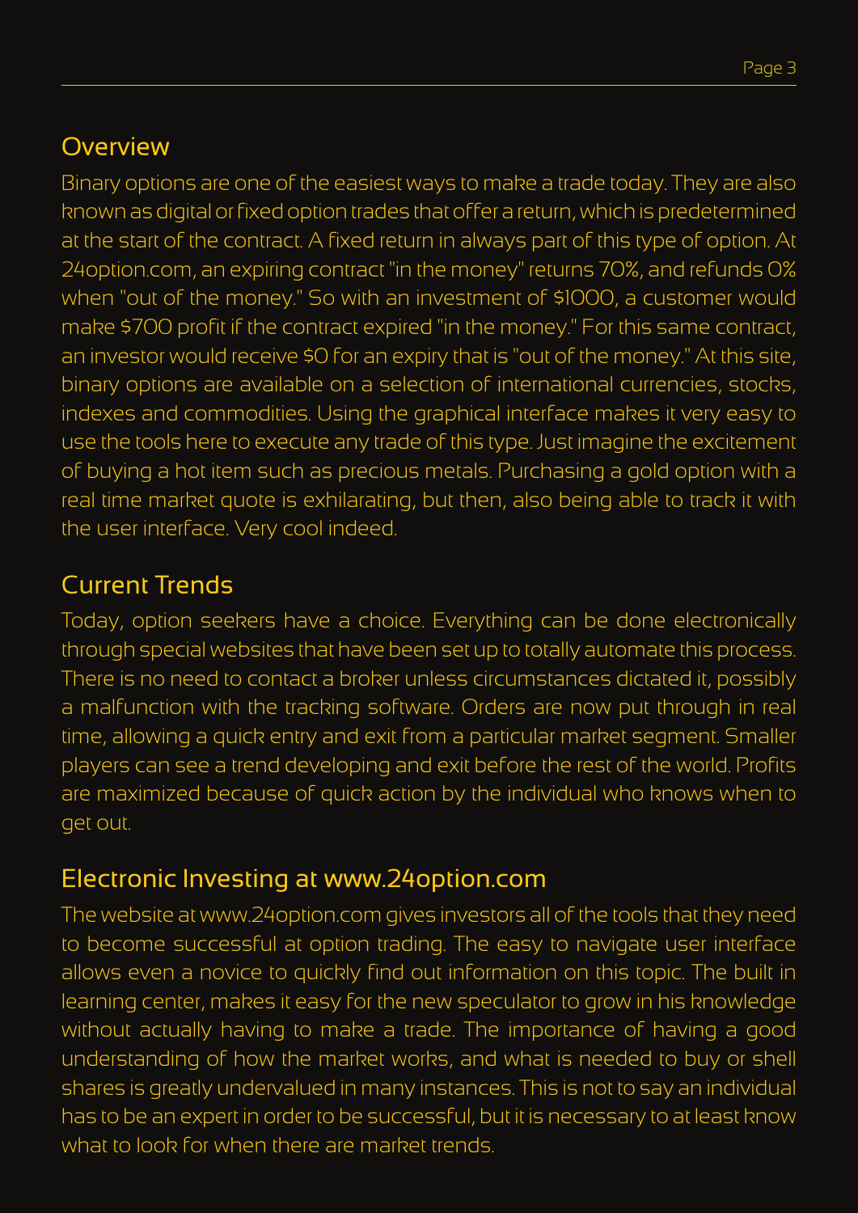## Overview

Binary options are one of the easiest ways to make a trade today. They are also known as digital or fixed option trades that offer a return, which is predetermined at the start of the contract. A fixed return in always part of this type of option. At 24option.com, an expiring contract "in the money" returns 70%, and refunds 0% when "out of the money." So with an investment of $1000, a customer would make $700 profit if the contract expired "in the money." For this same contract, an investor would receive $0 for an expiry that is "out of the money." At this site, binary options are available on a selection of international currencies, stocks, indexes and commodities. Using the graphical interface makes it very easy to use the tools here to execute any trade of this type. Just imagine the excitement of buying a hot item such as precious metals. Purchasing a gold option with a real time market quote is exhilarating, but then, also being able to track it with the user interface. Very cool indeed.

## Current Trends

Today, option seekers have a choice. Everything can be done electronically through special websites that have been set up to totally automate this process. There is no need to contact a broker unless circumstances dictated it, possibly a malfunction with the tracking software. Orders are now put through in real time, allowing a quick entry and exit from a particular market segment. Smaller players can see a trend developing and exit before the rest of the world. Profits are maximized because of quick action by the individual who knows when to get out.

## Electronic Investing at www.24option.com

The website at www.24option.com gives investors all of the tools that they need to become successful at option trading. The easy to navigate user interface allows even a novice to quickly find out information on this topic. The built in learning center, makes it easy for the new speculator to grow in his knowledge without actually having to make a trade. The importance of having a good understanding of how the market works, and what is needed to buy or shell shares is greatly undervalued in many instances. This is not to say an individual has to be an expert in order to be successful, but it is necessary to at least know what to look for when there are market trends.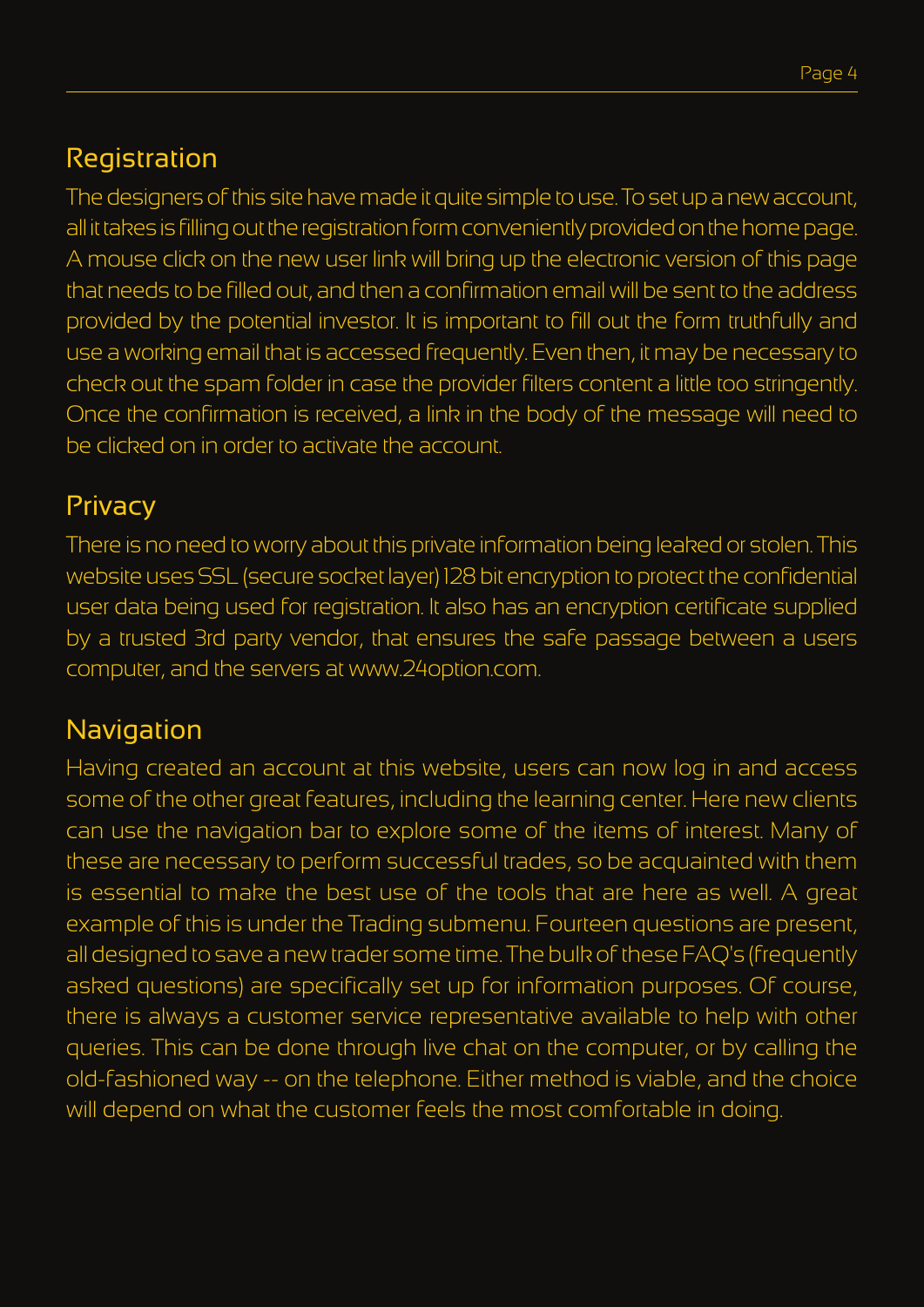## Registration

The designers of this site have made it quite simple to use. To set up a new account, all it takes is filling out the registration form conveniently provided on the home page. A mouse click on the new user link will bring up the electronic version of this page that needs to be filled out, and then a confirmation email will be sent to the address provided by the potential investor. It is important to fill out the form truthfully and use a working email that is accessed frequently. Even then, it may be necessary to check out the spam folder in case the provider filters content a little too stringently. Once the confirmation is received, a link in the body of the message will need to be clicked on in order to activate the account.

## Privacy

There is no need to worry about this private information being leaked or stolen. This website uses SSL (secure socket layer) 128 bit encryption to protect the confidential user data being used for registration. It also has an encryption certificate supplied by a trusted 3rd party vendor, that ensures the safe passage between a users computer, and the servers at www.24option.com.

## Navigation

Having created an account at this website, users can now log in and access some of the other great features, including the learning center. Here new clients can use the navigation bar to explore some of the items of interest. Many of these are necessary to perform successful trades, so be acquainted with them is essential to make the best use of the tools that are here as well. A great example of this is under the Trading submenu. Fourteen questions are present, all designed to save a new trader some time. The bulk of these FAQ's (frequently asked questions) are specifically set up for information purposes. Of course, there is always a customer service representative available to help with other queries. This can be done through live chat on the computer, or by calling the old-fashioned way -- on the telephone. Either method is viable, and the choice will depend on what the customer feels the most comfortable in doing.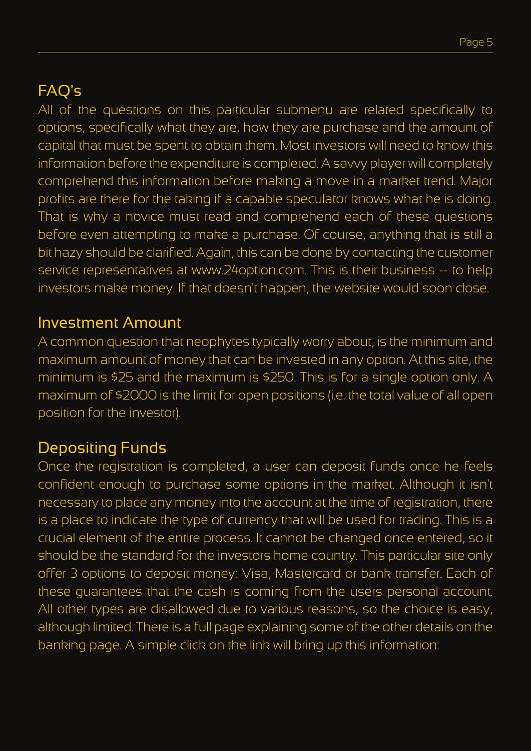## FAQ's

All of the questions on this particular submenu are related specifically to options, specifically what they are, how they are purchase and the amount of capital that must be spent to obtain them. Most investors will need to know this information before the expenditure is completed. A savvy player will completely comprehend this information before making a move in a market trend. Major profits are there for the taking if a capable speculator knows what he is doing. That is why a novice must read and comprehend each of these questions before even attempting to make a purchase. Of course, anything that is still a bit hazy should be clarified. Again, this can be done by contacting the customer service representatives at www.24option.com. This is their business -- to help investors make money. If that doesn't happen, the website would soon close.

## Investment Amount

A common question that neophytes typically worry about, is the minimum and maximum amount of money that can be invested in any option. At this site, the minimum is $25 and the maximum is $250. This is for a single option only. A maximum of $2000 is the limit for open positions (i.e. the total value of all open position for the investor).

## Depositing Funds

Once the registration is completed, a user can deposit funds once he feels confident enough to purchase some options in the market. Although it isn't necessary to place any money into the account at the time of registration, there is a place to indicate the type of currency that will be used for trading. This is a crucial element of the entire process. It cannot be changed once entered, so it should be the standard for the investors home country. This particular site only offer 3 options to deposit money: Visa, Mastercard or bank transfer. Each of these guarantees that the cash is coming from the users personal account. All other types are disallowed due to various reasons, so the choice is easy, although limited. There is a full page explaining some of the other details on the banking page. A simple click on the link will bring up this information.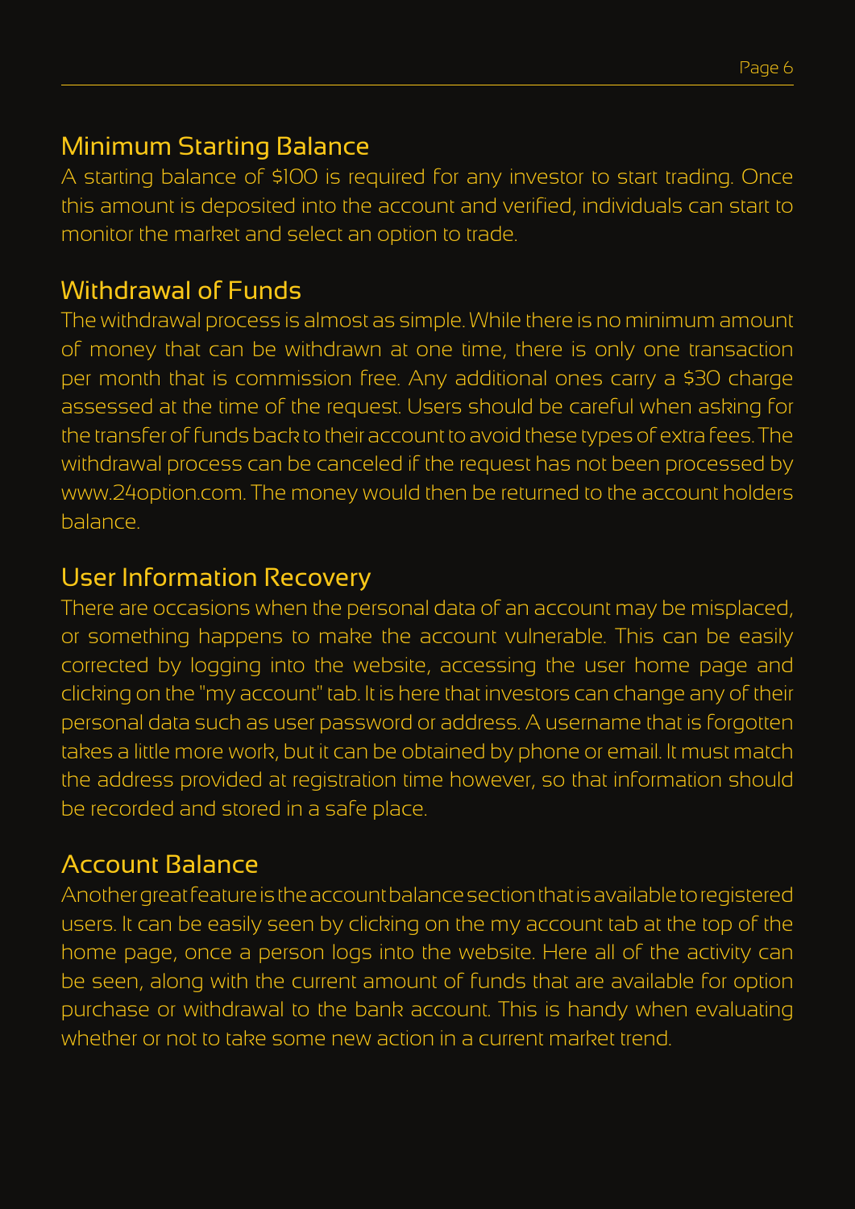## Minimum Starting Balance

A starting balance of $100 is required for any investor to start trading. Once this amount is deposited into the account and verified, individuals can start to monitor the market and select an option to trade.

## Withdrawal of Funds

The withdrawal process is almost as simple. While there is no minimum amount of money that can be withdrawn at one time, there is only one transaction per month that is commission free. Any additional ones carry a $30 charge assessed at the time of the request. Users should be careful when asking for the transfer of funds back to their account to avoid these types of extra fees. The withdrawal process can be canceled if the request has not been processed by www.24option.com. The money would then be returned to the account holders balance.

## User Information Recovery

There are occasions when the personal data of an account may be misplaced, or something happens to make the account vulnerable. This can be easily corrected by logging into the website, accessing the user home page and clicking on the "my account" tab. It is here that investors can change any of their personal data such as user password or address. A username that is forgotten takes a little more work, but it can be obtained by phone or email. It must match the address provided at registration time however, so that information should be recorded and stored in a safe place.

## Account Balance

Another great feature is the account balance section that is available to registered users. It can be easily seen by clicking on the my account tab at the top of the home page, once a person logs into the website. Here all of the activity can be seen, along with the current amount of funds that are available for option purchase or withdrawal to the bank account. This is handy when evaluating whether or not to take some new action in a current market trend.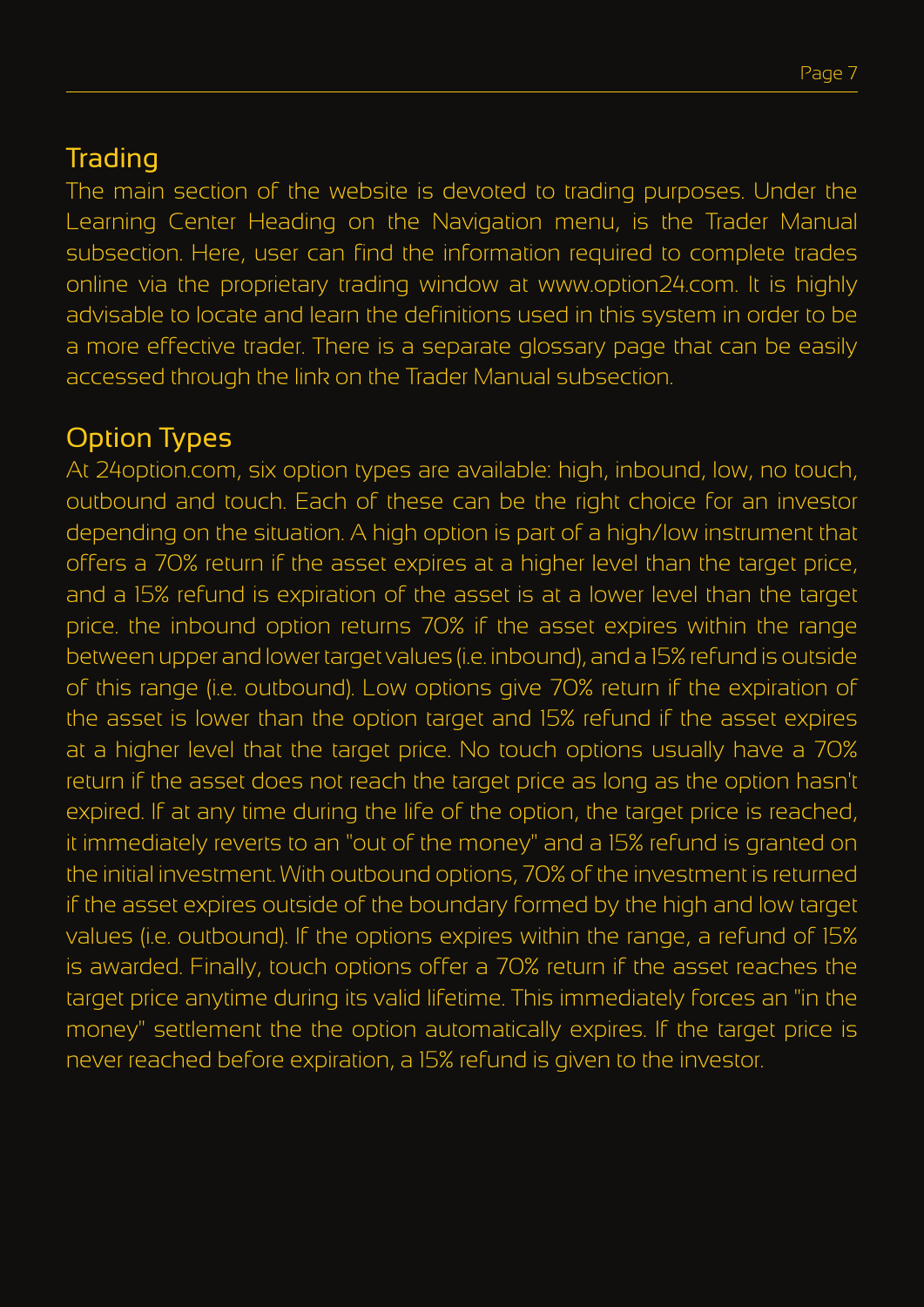## Trading

The main section of the website is devoted to trading purposes. Under the Learning Center Heading on the Navigation menu, is the Trader Manual subsection. Here, user can find the information required to complete trades online via the proprietary trading window at www.option24.com. It is highly advisable to locate and learn the definitions used in this system in order to be a more effective trader. There is a separate glossary page that can be easily accessed through the link on the Trader Manual subsection.

## Option Types

At 24option.com, six option types are available: high, inbound, low, no touch, outbound and touch. Each of these can be the right choice for an investor depending on the situation. A high option is part of a high/low instrument that offers a 70% return if the asset expires at a higher level than the target price, and a 15% refund is expiration of the asset is at a lower level than the target price. the inbound option returns 70% if the asset expires within the range between upper and lower target values (i.e. inbound), and a 15% refund is outside of this range (i.e. outbound). Low options give 70% return if the expiration of the asset is lower than the option target and 15% refund if the asset expires at a higher level that the target price. No touch options usually have a 70% return if the asset does not reach the target price as long as the option hasn't expired. If at any time during the life of the option, the target price is reached, it immediately reverts to an "out of the money" and a 15% refund is granted on the initial investment. With outbound options, 70% of the investment is returned if the asset expires outside of the boundary formed by the high and low target values (i.e. outbound). If the options expires within the range, a refund of 15% is awarded. Finally, touch options offer a 70% return if the asset reaches the target price anytime during its valid lifetime. This immediately forces an "in the money" settlement the the option automatically expires. If the target price is never reached before expiration, a 15% refund is given to the investor.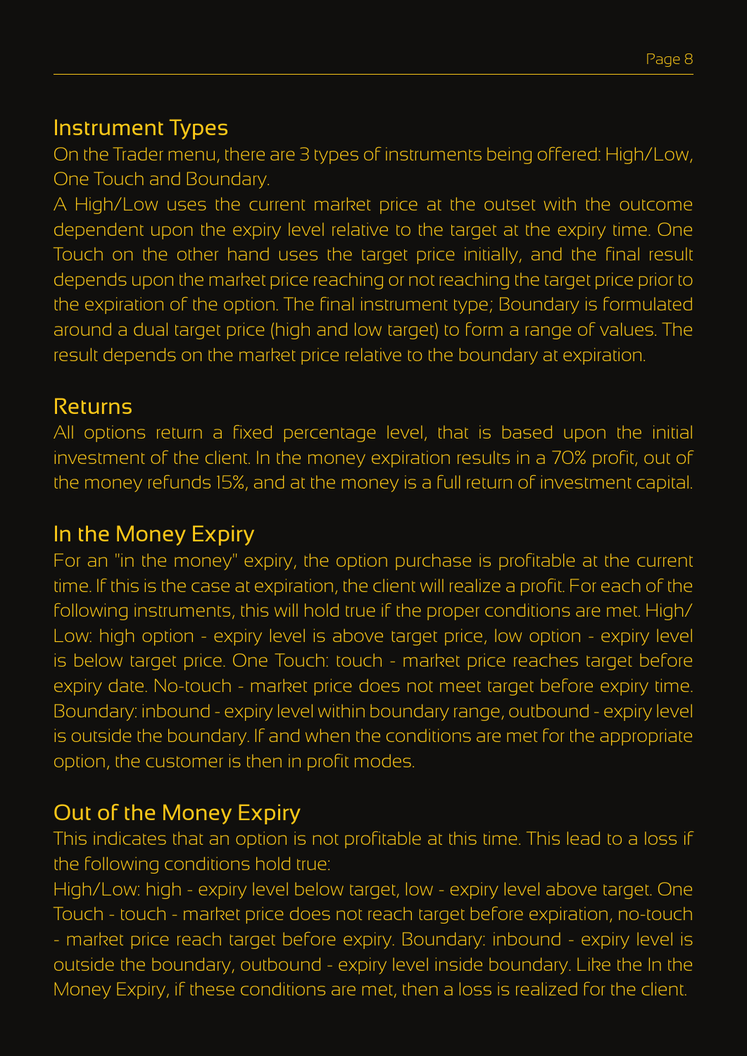## Instrument Types

On the Trader menu, there are 3 types of instruments being offered: High/Low, One Touch and Boundary.

A High/Low uses the current market price at the outset with the outcome dependent upon the expiry level relative to the target at the expiry time. One Touch on the other hand uses the target price initially, and the final result depends upon the market price reaching or not reaching the target price prior to the expiration of the option. The final instrument type; Boundary is formulated around a dual target price (high and low target) to form a range of values. The result depends on the market price relative to the boundary at expiration.

## Returns

All options return a fixed percentage level, that is based upon the initial investment of the client. In the money expiration results in a 70% profit, out of the money refunds 15%, and at the money is a full return of investment capital.

## In the Money Expiry

For an "in the money" expiry, the option purchase is profitable at the current time. If this is the case at expiration, the client will realize a profit. For each of the following instruments, this will hold true if the proper conditions are met. High/Low: high option - expiry level is above target price, low option - expiry level is below target price. One Touch: touch - market price reaches target before expiry date. No-touch - market price does not meet target before expiry time. Boundary: inbound - expiry level within boundary range, outbound - expiry level is outside the boundary. If and when the conditions are met for the appropriate option, the customer is then in profit modes.

## Out of the Money Expiry

This indicates that an option is not profitable at this time. This lead to a loss if the following conditions hold true:

High/Low: high - expiry level below target, low - expiry level above target. One Touch - touch - market price does not reach target before expiration, no-touch - market price reach target before expiry. Boundary: inbound - expiry level is outside the boundary, outbound - expiry level inside boundary. Like the In the Money Expiry, if these conditions are met, then a loss is realized for the client.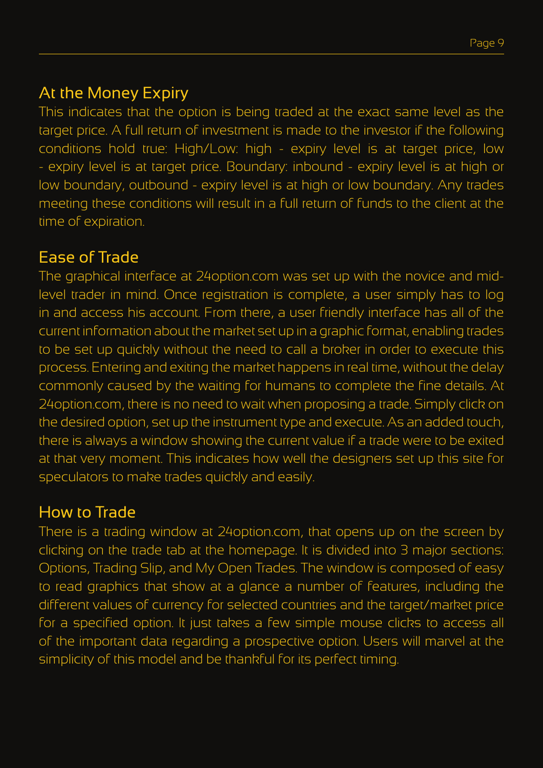## At the Money Expiry

This indicates that the option is being traded at the exact same level as the target price. A full return of investment is made to the investor if the following conditions hold true: High/Low: high - expiry level is at target price, low - expiry level is at target price. Boundary: inbound - expiry level is at high or low boundary, outbound - expiry level is at high or low boundary. Any trades meeting these conditions will result in a full return of funds to the client at the time of expiration.

## Ease of Trade

The graphical interface at 24option.com was set up with the novice and mid-level trader in mind. Once registration is complete, a user simply has to log in and access his account. From there, a user friendly interface has all of the current information about the market set up in a graphic format, enabling trades to be set up quickly without the need to call a broker in order to execute this process. Entering and exiting the market happens in real time, without the delay commonly caused by the waiting for humans to complete the fine details. At 24option.com, there is no need to wait when proposing a trade. Simply click on the desired option, set up the instrument type and execute. As an added touch, there is always a window showing the current value if a trade were to be exited at that very moment. This indicates how well the designers set up this site for speculators to make trades quickly and easily.

## How to Trade

There is a trading window at 24option.com, that opens up on the screen by clicking on the trade tab at the homepage. It is divided into 3 major sections: Options, Trading Slip, and My Open Trades. The window is composed of easy to read graphics that show at a glance a number of features, including the different values of currency for selected countries and the target/market price for a specified option. It just takes a few simple mouse clicks to access all of the important data regarding a prospective option. Users will marvel at the simplicity of this model and be thankful for its perfect timing.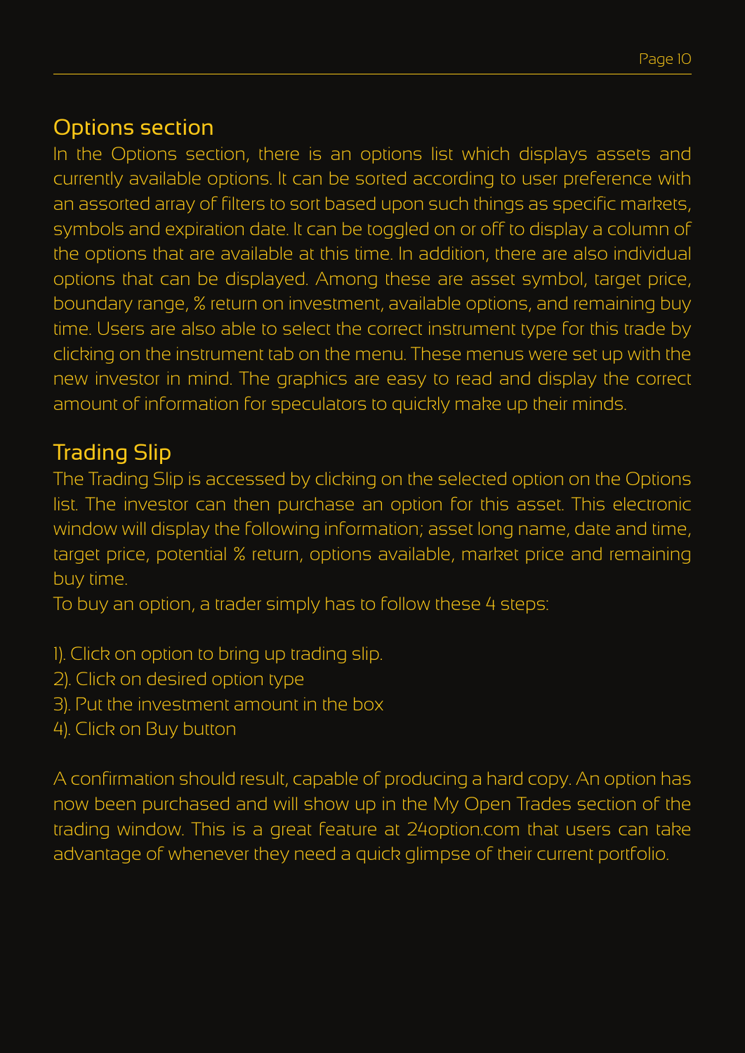## Options section

In the Options section, there is an options list which displays assets and currently available options. It can be sorted according to user preference with an assorted array of filters to sort based upon such things as specific markets, symbols and expiration date. It can be toggled on or off to display a column of the options that are available at this time. In addition, there are also individual options that can be displayed. Among these are asset symbol, target price, boundary range, % return on investment, available options, and remaining buy time. Users are also able to select the correct instrument type for this trade by clicking on the instrument tab on the menu. These menus were set up with the new investor in mind. The graphics are easy to read and display the correct amount of information for speculators to quickly make up their minds.

## Trading Slip

The Trading Slip is accessed by clicking on the selected option on the Options list. The investor can then purchase an option for this asset. This electronic window will display the following information; asset long name, date and time, target price, potential % return, options available, market price and remaining buy time.

To buy an option, a trader simply has to follow these 4 steps:

1). Click on option to bring up trading slip.
2). Click on desired option type
3). Put the investment amount in the box
4). Click on Buy button

A confirmation should result, capable of producing a hard copy. An option has now been purchased and will show up in the My Open Trades section of the trading window. This is a great feature at 24option.com that users can take advantage of whenever they need a quick glimpse of their current portfolio.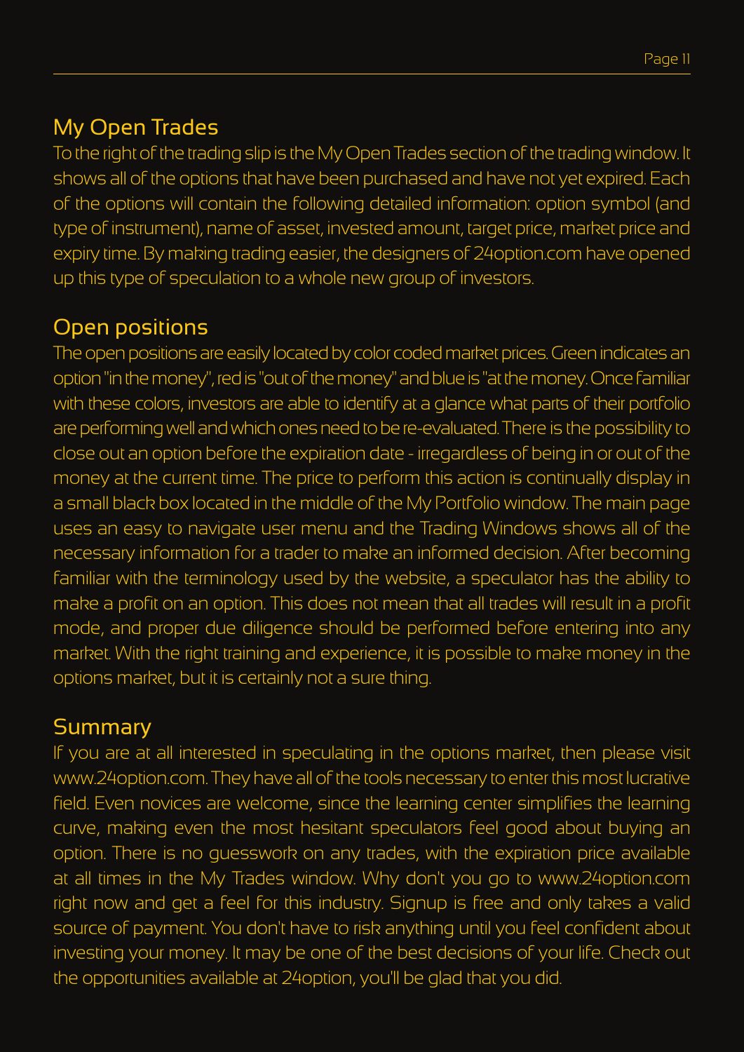## My Open Trades

To the right of the trading slip is the My Open Trades section of the trading window. It shows all of the options that have been purchased and have not yet expired. Each of the options will contain the following detailed information: option symbol (and type of instrument), name of asset, invested amount, target price, market price and expiry time. By making trading easier, the designers of 24option.com have opened up this type of speculation to a whole new group of investors.

## Open positions

The open positions are easily located by color coded market prices. Green indicates an option "in the money", red is "out of the money" and blue is "at the money. Once familiar with these colors, investors are able to identify at a glance what parts of their portfolio are performing well and which ones need to be re-evaluated. There is the possibility to close out an option before the expiration date - irregardless of being in or out of the money at the current time. The price to perform this action is continually display in a small black box located in the middle of the My Portfolio window. The main page uses an easy to navigate user menu and the Trading Windows shows all of the necessary information for a trader to make an informed decision. After becoming familiar with the terminology used by the website, a speculator has the ability to make a profit on an option. This does not mean that all trades will result in a profit mode, and proper due diligence should be performed before entering into any market. With the right training and experience, it is possible to make money in the options market, but it is certainly not a sure thing.

## Summary

If you are at all interested in speculating in the options market, then please visit www.24option.com. They have all of the tools necessary to enter this most lucrative field. Even novices are welcome, since the learning center simplifies the learning curve, making even the most hesitant speculators feel good about buying an option. There is no guesswork on any trades, with the expiration price available at all times in the My Trades window. Why don't you go to www.24option.com right now and get a feel for this industry. Signup is free and only takes a valid source of payment. You don't have to risk anything until you feel confident about investing your money. It may be one of the best decisions of your life. Check out the opportunities available at 24option, you'll be glad that you did.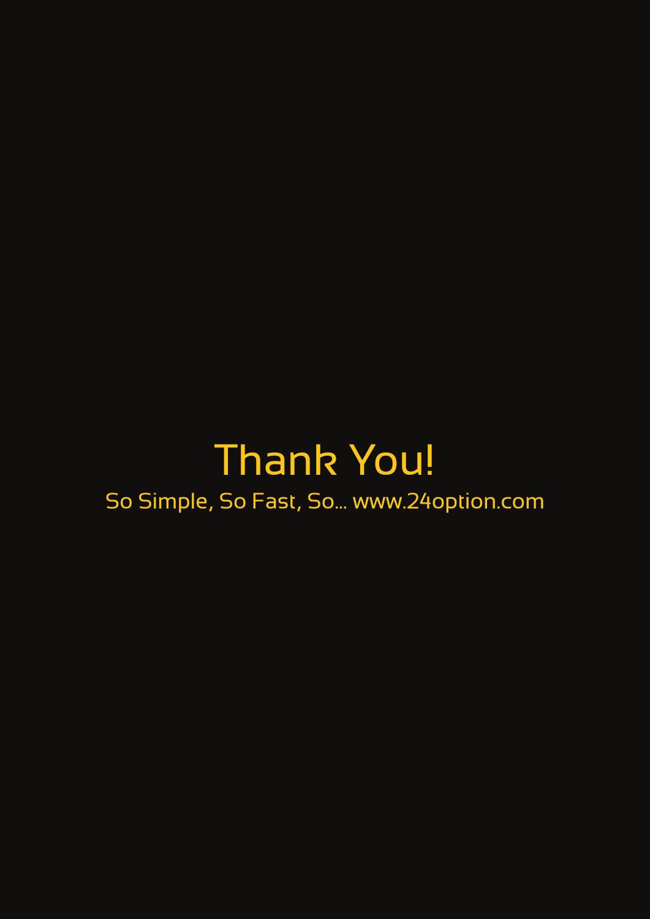# Thank You!

So Simple, So Fast, So... www.24option.com